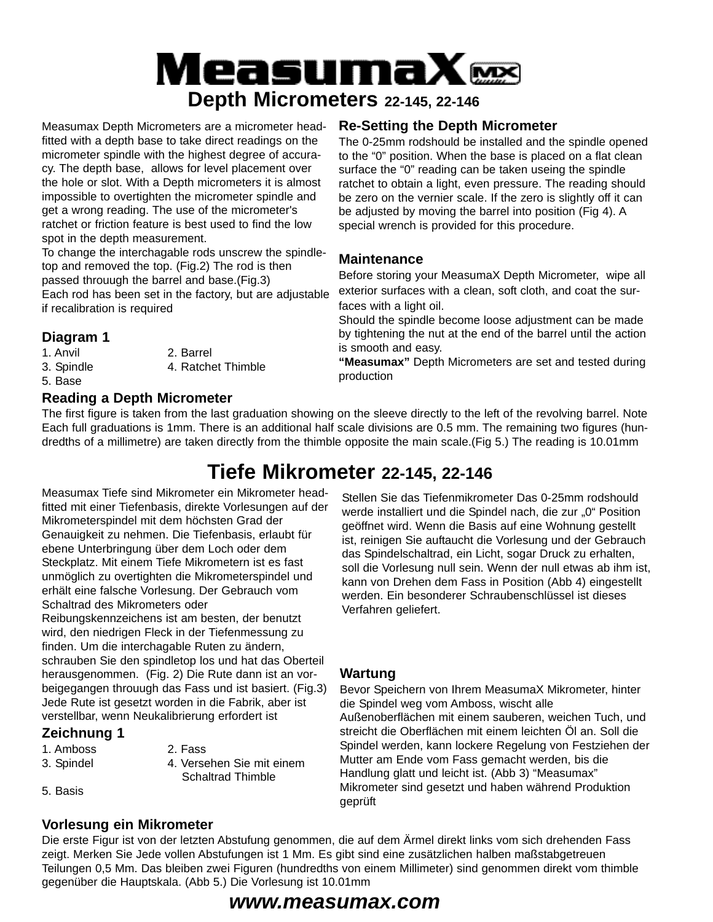# MeasumaX

## Depth Micrometers 22-145, 22-146

Measumax Depth Micrometers are a micrometer head-fitted with a depth base to take direct readings on the micrometer spindle with the highest degree of accuracy. The depth base, allows for level placement over the hole or slot. With a Depth micrometers it is almost impossible to overtighten the micrometer spindle and get a wrong reading. The use of the micrometer's ratchet or friction feature is best used to find the low spot in the depth measurement.
To change the interchagable rods unscrew the spindle-top and removed the top. (Fig.2) The rod is then passed throuugh the barrel and base.(Fig.3)
Each rod has been set in the factory, but are adjustable if recalibration is required

### Diagram 1

1. Anvil
2. Barrel
3. Spindle
4. Ratchet Thimble
5. Base

### Re-Setting the Depth Micrometer

The 0-25mm rodshould be installed and the spindle opened to the "0" position. When the base is placed on a flat clean surface the "0" reading can be taken useing the spindle ratchet to obtain a light, even pressure. The reading should be zero on the vernier scale. If the zero is slightly off it can be adjusted by moving the barrel into position (Fig 4). A special wrench is provided for this procedure.

### Maintenance

Before storing your MeasumaX Depth Micrometer, wipe all exterior surfaces with a clean, soft cloth, and coat the surfaces with a light oil.
Should the spindle become loose adjustment can be made by tightening the nut at the end of the barrel until the action is smooth and easy.
**"Measumax"** Depth Micrometers are set and tested during production

### Reading a Depth Micrometer

The first figure is taken from the last graduation showing on the sleeve directly to the left of the revolving barrel. Note Each full graduations is 1mm. There is an additional half scale divisions are 0.5 mm. The remaining two figures (hundredths of a millimetre) are taken directly from the thimble opposite the main scale.(Fig 5.) The reading is 10.01mm

## Tiefe Mikrometer 22-145, 22-146

Measumax Tiefe sind Mikrometer ein Mikrometer head-fitted mit einer Tiefenbasis, direkte Vorlesungen auf der Mikrometerspindel mit dem höchsten Grad der Genauigkeit zu nehmen. Die Tiefenbasis, erlaubt für ebene Unterbringung über dem Loch oder dem Steckplatz. Mit einem Tiefe Mikrometern ist es fast unmöglich zu overtighten die Mikrometerspindel und erhält eine falsche Vorlesung. Der Gebrauch vom Schaltrad des Mikrometers oder Reibungskennzeichens ist am besten, der benutzt wird, den niedrigen Fleck in der Tiefenmessung zu finden. Um die interchagable Ruten zu ändern, schrauben Sie den spindletop los und hat das Oberteil herausgenommen. (Fig. 2) Die Rute dann ist an vorbeigegangen throuugh das Fass und ist basiert. (Fig.3) Jede Rute ist gesetzt worden in die Fabrik, aber ist verstellbar, wenn Neukalibrierung erfordert ist

### Zeichnung 1

1. Amboss
2. Fass
3. Spindel
4. Versehen Sie mit einem Schaltrad Thimble
5. Basis

Stellen Sie das Tiefenmikrometer Das 0-25mm rodshould werde installiert und die Spindel nach, die zur „0" Position geöffnet wird. Wenn die Basis auf eine Wohnung gestellt ist, reinigen Sie auftaucht die Vorlesung und der Gebrauch das Spindelschaltrad, ein Licht, sogar Druck zu erhalten, soll die Vorlesung null sein. Wenn der null etwas ab ihm ist, kann von Drehen dem Fass in Position (Abb 4) eingestellt werden. Ein besonderer Schraubenschlüssel ist dieses Verfahren geliefert.

### Wartung

Bevor Speichern von Ihrem MeasumaX Mikrometer, hinter die Spindel weg vom Amboss, wischt alle Außenoberflächen mit einem sauberen, weichen Tuch, und streicht die Oberflächen mit einem leichten Öl an. Soll die Spindel werden, kann lockere Regelung von Festziehen der Mutter am Ende vom Fass gemacht werden, bis die Handlung glatt und leicht ist. (Abb 3) "Measumax" Mikrometer sind gesetzt und haben während Produktion geprüft

### Vorlesung ein Mikrometer

Die erste Figur ist von der letzten Abstufung genommen, die auf dem Ärmel direkt links vom sich drehenden Fass zeigt. Merken Sie Jede vollen Abstufungen ist 1 Mm. Es gibt sind eine zusätzlichen halben maßstabgetreuen Teilungen 0,5 Mm. Das bleiben zwei Figuren (hundredths von einem Millimeter) sind genommen direkt vom thimble gegenüber die Hauptskala. (Abb 5.) Die Vorlesung ist 10.01mm

**www.measumax.com**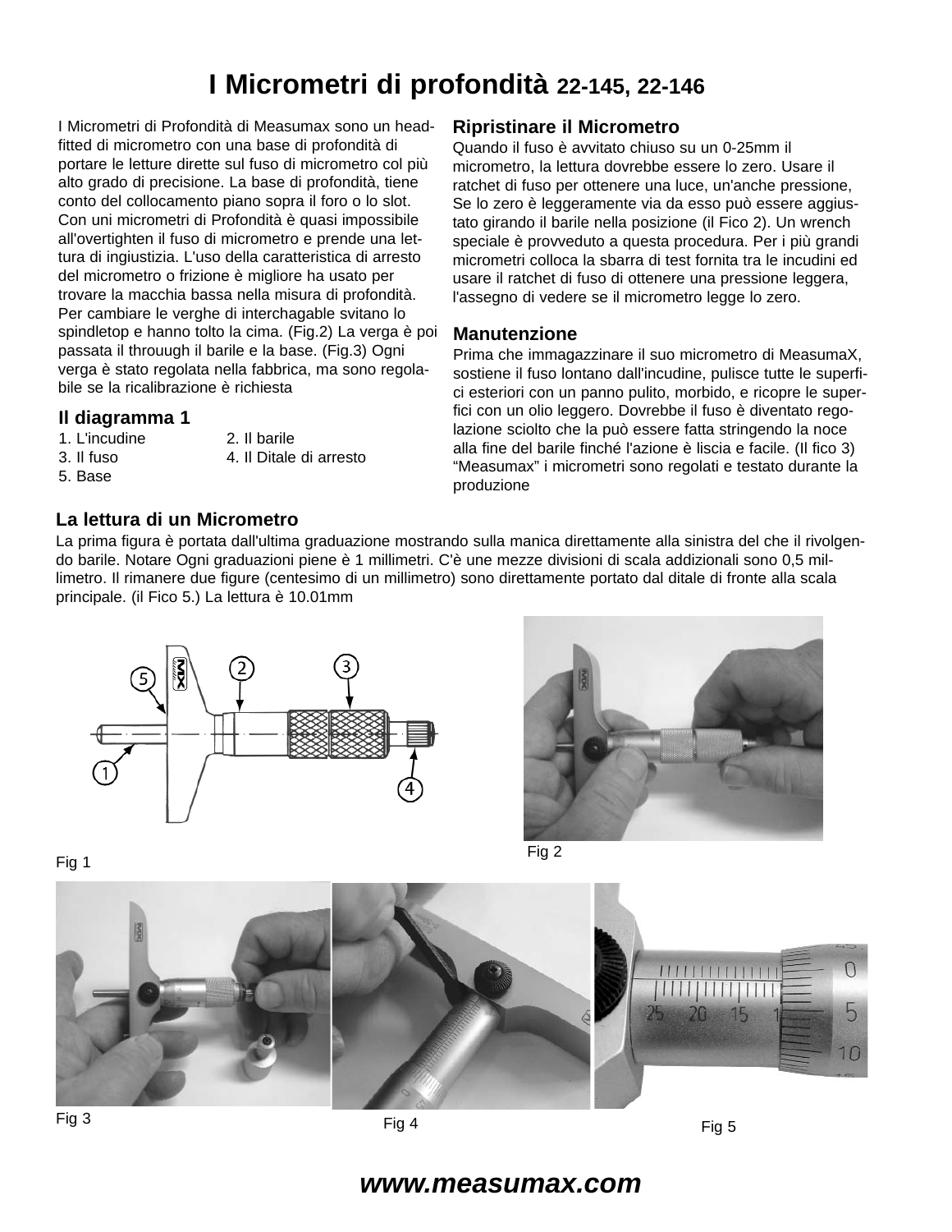# I Micrometri di profondità 22-145, 22-146

I Micrometri di Profondità di Measumax sono un head-fitted di micrometro con una base di profondità di portare le letture dirette sul fuso di micrometro col più alto grado di precisione. La base di profondità, tiene conto del collocamento piano sopra il foro o lo slot. Con uni micrometri di Profondità è quasi impossibile all'overtighten il fuso di micrometro e prende una lettura di ingiustizia. L'uso della caratteristica di arresto del micrometro o frizione è migliore ha usato per trovare la macchia bassa nella misura di profondità. Per cambiare le verghe di interchagable svitano lo spindletop e hanno tolto la cima. (Fig.2) La verga è poi passata il throuugh il barile e la base. (Fig.3) Ogni verga è stato regolata nella fabbrica, ma sono regolabile se la ricalibrazione è richiesta

### Il diagramma 1

1. L'incudine
2. Il barile
3. Il fuso
4. Il Ditale di arresto
5. Base

### Ripristinare il Micrometro

Quando il fuso è avvitato chiuso su un 0-25mm il micrometro, la lettura dovrebbe essere lo zero. Usare il ratchet di fuso per ottenere una luce, un'anche pressione, Se lo zero è leggeramente via da esso può essere aggiustato girando il barile nella posizione (il Fico 2). Un wrench speciale è provveduto a questa procedura. Per i più grandi micrometri colloca la sbarra di test fornita tra le incudini ed usare il ratchet di fuso di ottenere una pressione leggera, l'assegno di vedere se il micrometro legge lo zero.

### Manutenzione

Prima che immagazzinare il suo micrometro di MeasumaX, sostiene il fuso lontano dall'incudine, pulisce tutte le superfici esteriori con un panno pulito, morbido, e ricopre le superfici con un olio leggero. Dovrebbe il fuso è diventato regolazione sciolto che la può essere fatta stringendo la noce alla fine del barile finché l'azione è liscia e facile. (Il fico 3) "Measumax" i micrometri sono regolati e testato durante la produzione

### La lettura di un Micrometro

La prima figura è portata dall'ultima graduazione mostrando sulla manica direttamente alla sinistra del che il rivolgendo barile. Notare Ogni graduazioni piene è 1 millimetri. C'è une mezze divisioni di scala addizionali sono 0,5 millimetro. Il rimanere due figure (centesimo di un millimetro) sono direttamente portato dal ditale di fronte alla scala principale. (il Fico 5.) La lettura è 10.01mm

Fig 1

Fig 2

Fig 3

Fig 4

Fig 5

***www.measumax.com***